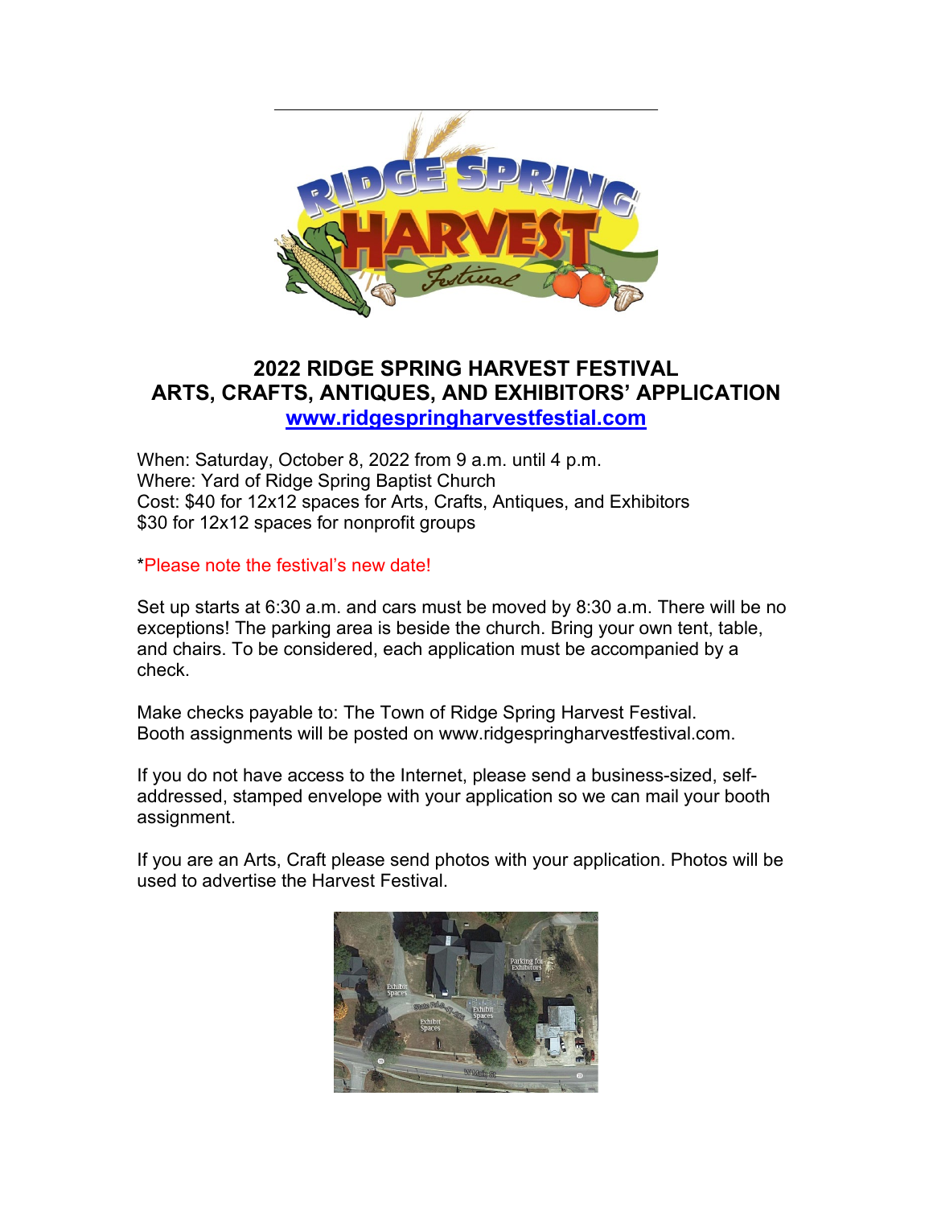## 2022 RIDGE SPRING HARVEST FESTIVAL
## ARTS, CRAFTS, ANTIQUES, AND EXHIBITORS' APPLICATION

**[www.ridgespringharvestfestial.com](www.ridgespringharvestfestial.com)**

When: Saturday, October 8, 2022 from 9 a.m. until 4 p.m.
Where: Yard of Ridge Spring Baptist Church
Cost: $40 for 12x12 spaces for Arts, Crafts, Antiques, and Exhibitors
$30 for 12x12 spaces for nonprofit groups

*Please note the festival's new date!

Set up starts at 6:30 a.m. and cars must be moved by 8:30 a.m. There will be no exceptions! The parking area is beside the church. Bring your own tent, table, and chairs. To be considered, each application must be accompanied by a check.

Make checks payable to: The Town of Ridge Spring Harvest Festival.
Booth assignments will be posted on www.ridgespringharvestfestival.com.

If you do not have access to the Internet, please send a business-sized, self-addressed, stamped envelope with your application so we can mail your booth assignment.

If you are an Arts, Craft please send photos with your application. Photos will be used to advertise the Harvest Festival.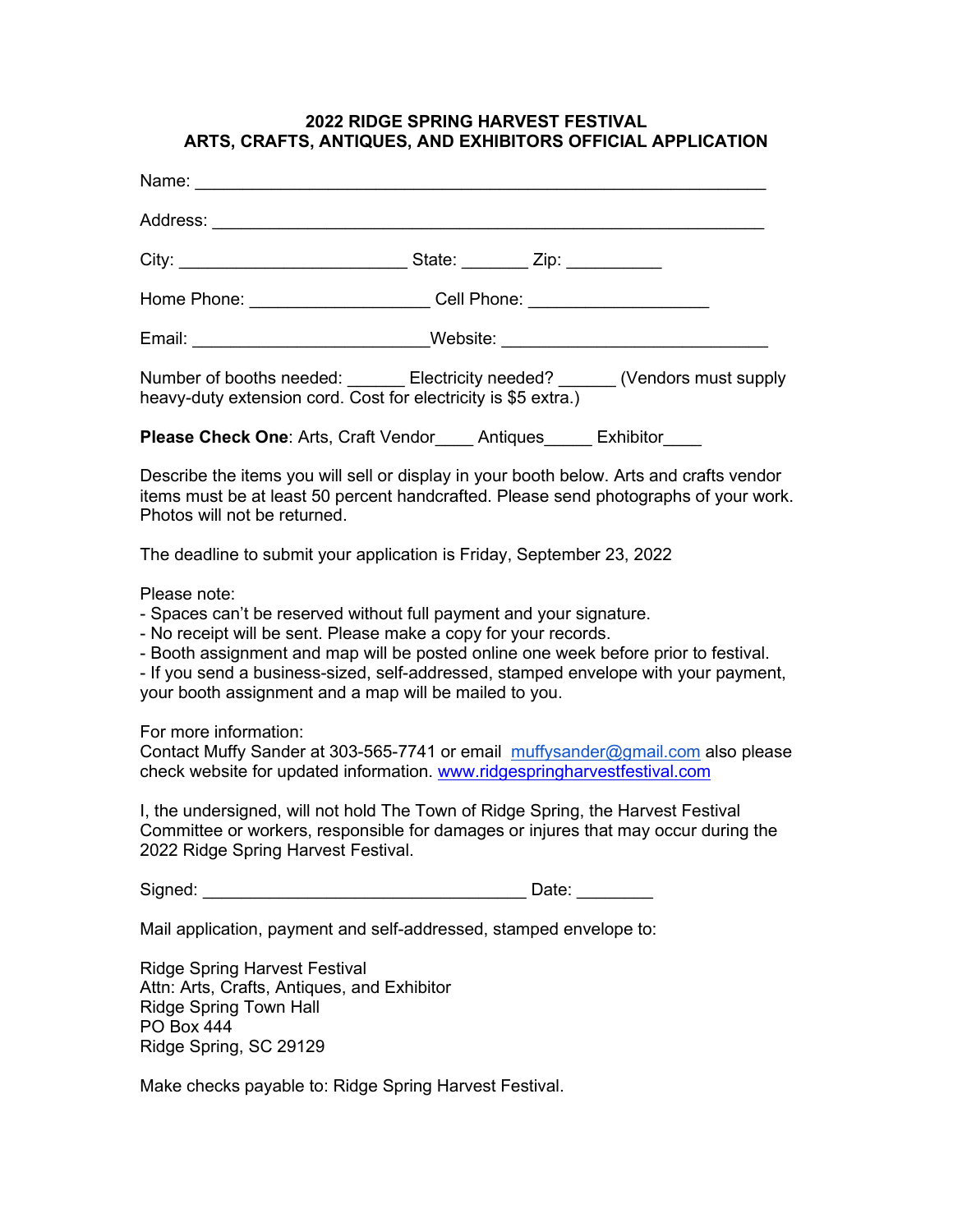**2022 RIDGE SPRING HARVEST FESTIVAL**
**ARTS, CRAFTS, ANTIQUES, AND EXHIBITORS OFFICIAL APPLICATION**

Name: ____________________________________________________________

Address: __________________________________________________________

City: ________________________ State: _______ Zip: __________

Home Phone: ___________________ Cell Phone: ___________________

Email: ________________________Website: ____________________________

Number of booths needed: ______ Electricity needed? ______ (Vendors must supply heavy-duty extension cord. Cost for electricity is $5 extra.)

**Please Check One**: Arts, Craft Vendor____ Antiques_____ Exhibitor____

Describe the items you will sell or display in your booth below. Arts and crafts vendor items must be at least 50 percent handcrafted. Please send photographs of your work. Photos will not be returned.

The deadline to submit your application is Friday, September 23, 2022

Please note:
- Spaces can't be reserved without full payment and your signature.
- No receipt will be sent. Please make a copy for your records.
- Booth assignment and map will be posted online one week before prior to festival.
- If you send a business-sized, self-addressed, stamped envelope with your payment, your booth assignment and a map will be mailed to you.

For more information:
Contact Muffy Sander at 303-565-7741 or email muffysander@gmail.com also please check website for updated information. www.ridgespringharvestfestival.com

I, the undersigned, will not hold The Town of Ridge Spring, the Harvest Festival Committee or workers, responsible for damages or injures that may occur during the 2022 Ridge Spring Harvest Festival.

Signed: __________________________________ Date: ________

Mail application, payment and self-addressed, stamped envelope to:

Ridge Spring Harvest Festival
Attn: Arts, Crafts, Antiques, and Exhibitor
Ridge Spring Town Hall
PO Box 444
Ridge Spring, SC 29129

Make checks payable to: Ridge Spring Harvest Festival.